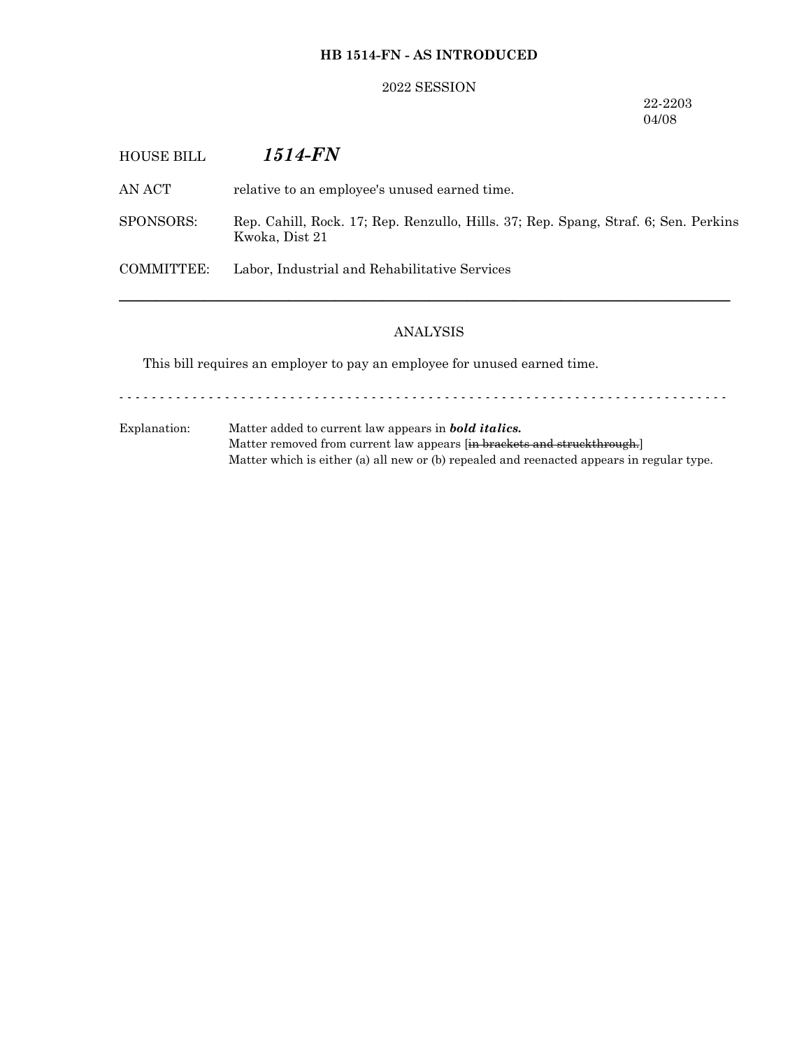**HB 1514-FN - AS INTRODUCED**

2022 SESSION

22-2203
04/08

HOUSE BILL ***1514-FN***

AN ACT relative to an employee's unused earned time.

SPONSORS: Rep. Cahill, Rock. 17; Rep. Renzullo, Hills. 37; Rep. Spang, Straf. 6; Sen. Perkins Kwoka, Dist 21

COMMITTEE: Labor, Industrial and Rehabilitative Services

---

ANALYSIS

This bill requires an employer to pay an employee for unused earned time.

- - - - - - - - - - - - - - - - - - - - - - - - - - - - - - - - - - - - - - - - - - - - - - - - - - - - - - - - - - -

Explanation: Matter added to current law appears in ***bold italics.***
Matter removed from current law appears [~~in brackets and struckthrough.~~]
Matter which is either (a) all new or (b) repealed and reenacted appears in regular type.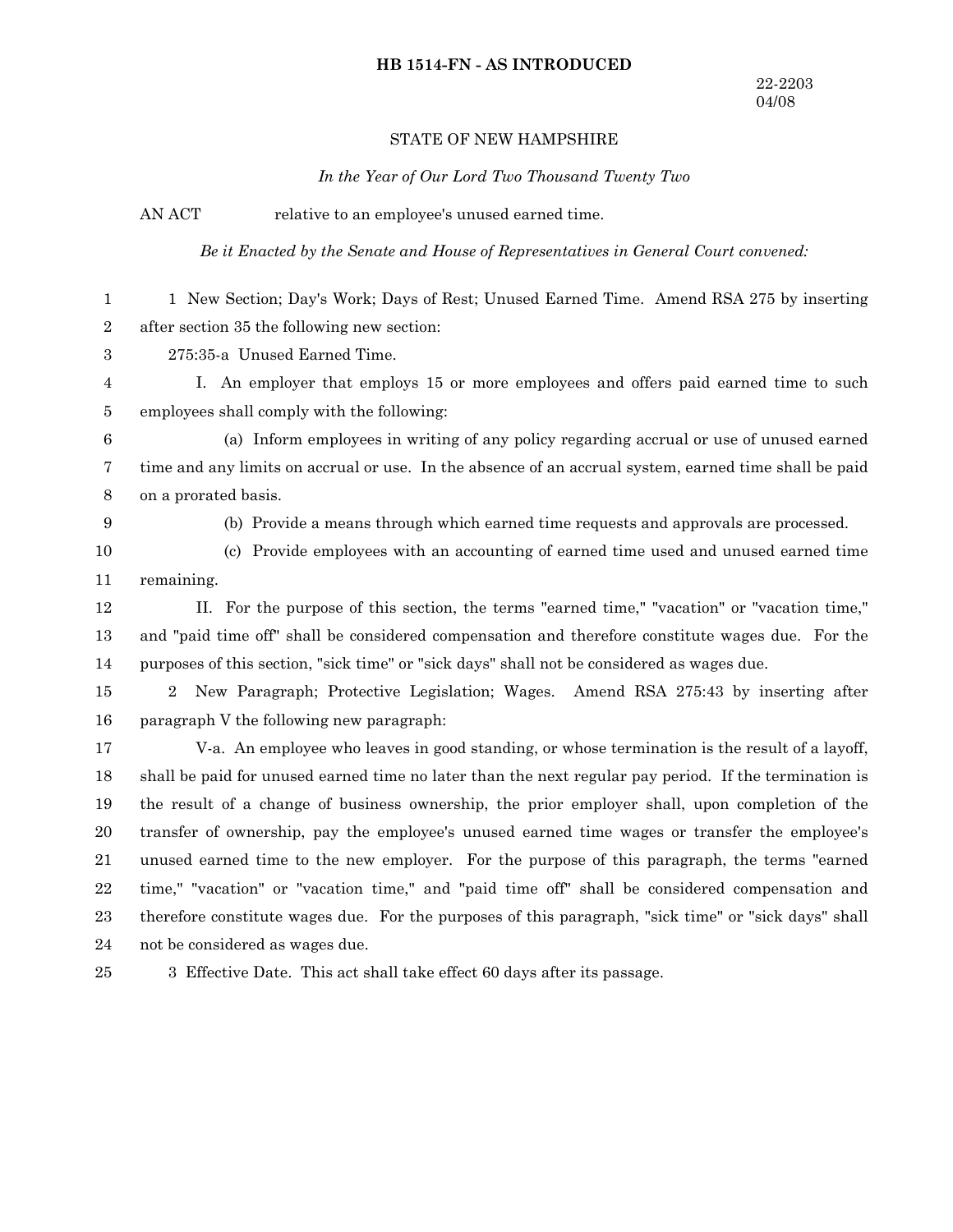**HB 1514-FN - AS INTRODUCED**

22-2203
04/08

STATE OF NEW HAMPSHIRE

*In the Year of Our Lord Two Thousand Twenty Two*

AN ACT relative to an employee's unused earned time.

*Be it Enacted by the Senate and House of Representatives in General Court convened:*

1 New Section; Day's Work; Days of Rest; Unused Earned Time. Amend RSA 275 by inserting after section 35 the following new section:

275:35-a Unused Earned Time.

I. An employer that employs 15 or more employees and offers paid earned time to such employees shall comply with the following:

(a) Inform employees in writing of any policy regarding accrual or use of unused earned time and any limits on accrual or use. In the absence of an accrual system, earned time shall be paid on a prorated basis.

(b) Provide a means through which earned time requests and approvals are processed.

(c) Provide employees with an accounting of earned time used and unused earned time remaining.

II. For the purpose of this section, the terms "earned time," "vacation" or "vacation time," and "paid time off" shall be considered compensation and therefore constitute wages due. For the purposes of this section, "sick time" or "sick days" shall not be considered as wages due.

2 New Paragraph; Protective Legislation; Wages. Amend RSA 275:43 by inserting after paragraph V the following new paragraph:

V-a. An employee who leaves in good standing, or whose termination is the result of a layoff, shall be paid for unused earned time no later than the next regular pay period. If the termination is the result of a change of business ownership, the prior employer shall, upon completion of the transfer of ownership, pay the employee's unused earned time wages or transfer the employee's unused earned time to the new employer. For the purpose of this paragraph, the terms "earned time," "vacation" or "vacation time," and "paid time off" shall be considered compensation and therefore constitute wages due. For the purposes of this paragraph, "sick time" or "sick days" shall not be considered as wages due.

3 Effective Date. This act shall take effect 60 days after its passage.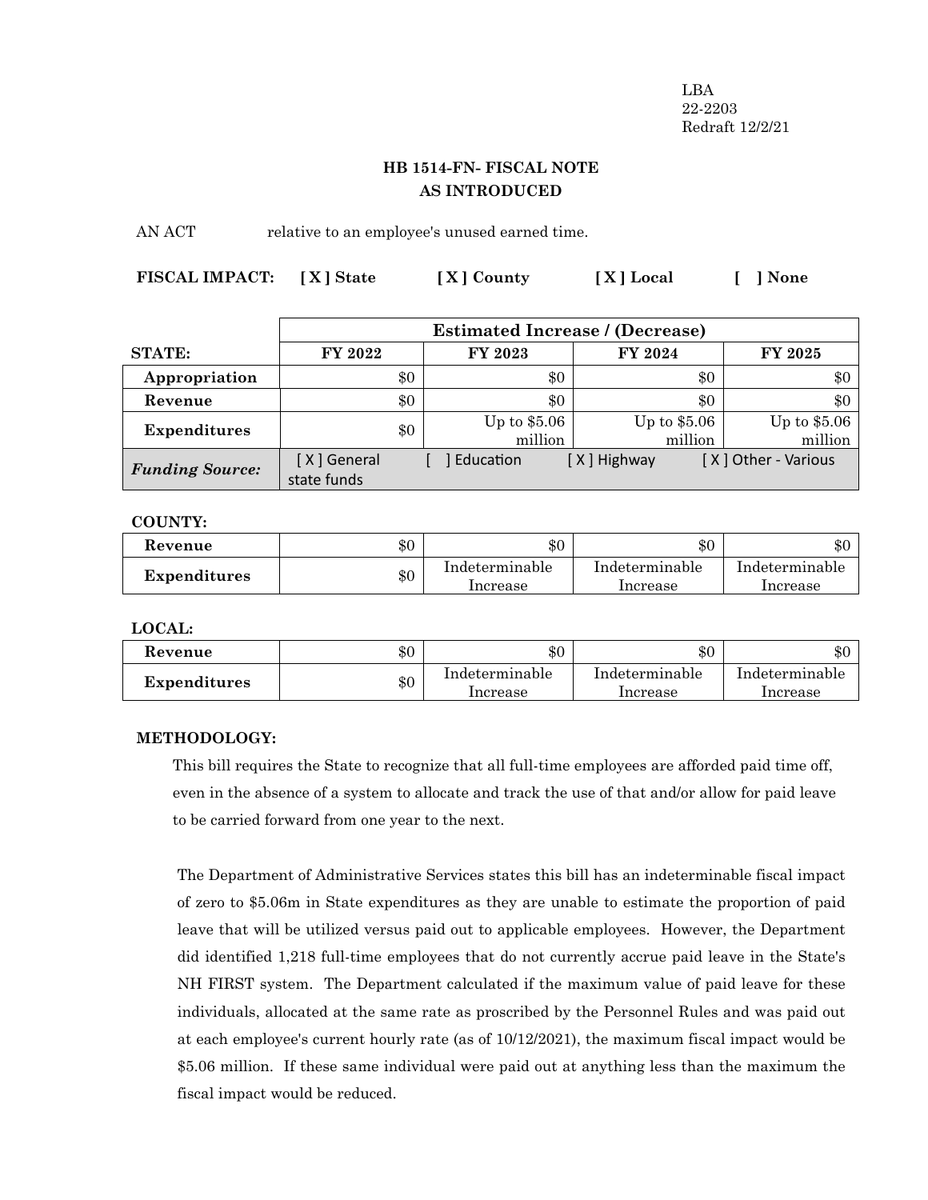LBA
22-2203
Redraft 12/2/21

## HB 1514-FN- FISCAL NOTE
## AS INTRODUCED

AN ACT relative to an employee's unused earned time.

**FISCAL IMPACT:** **[ X ] State** **[ X ] County** **[ X ] Local** **[ ] None**

| | Estimated Increase / (Decrease) | | | |
|---|---|---|---|---|
| **STATE:** | **FY 2022** | **FY 2023** | **FY 2024** | **FY 2025** |
| **Appropriation** | $0 | $0 | $0 | $0 |
| **Revenue** | $0 | $0 | $0 | $0 |
| **Expenditures** | $0 | Up to $5.06 million | Up to $5.06 million | Up to $5.06 million |
| ***Funding Source:*** | [ X ] General state funds | [ ] Education | [ X ] Highway | [ X ] Other - Various |

**COUNTY:**

| | | | | |
|---|---|---|---|---|
| **Revenue** | $0 | $0 | $0 | $0 |
| **Expenditures** | $0 | Indeterminable Increase | Indeterminable Increase | Indeterminable Increase |

**LOCAL:**

| | | | | |
|---|---|---|---|---|
| **Revenue** | $0 | $0 | $0 | $0 |
| **Expenditures** | $0 | Indeterminable Increase | Indeterminable Increase | Indeterminable Increase |

**METHODOLOGY:**

This bill requires the State to recognize that all full-time employees are afforded paid time off, even in the absence of a system to allocate and track the use of that and/or allow for paid leave to be carried forward from one year to the next.

The Department of Administrative Services states this bill has an indeterminable fiscal impact of zero to $5.06m in State expenditures as they are unable to estimate the proportion of paid leave that will be utilized versus paid out to applicable employees. However, the Department did identified 1,218 full-time employees that do not currently accrue paid leave in the State's NH FIRST system. The Department calculated if the maximum value of paid leave for these individuals, allocated at the same rate as proscribed by the Personnel Rules and was paid out at each employee's current hourly rate (as of 10/12/2021), the maximum fiscal impact would be $5.06 million. If these same individual were paid out at anything less than the maximum the fiscal impact would be reduced.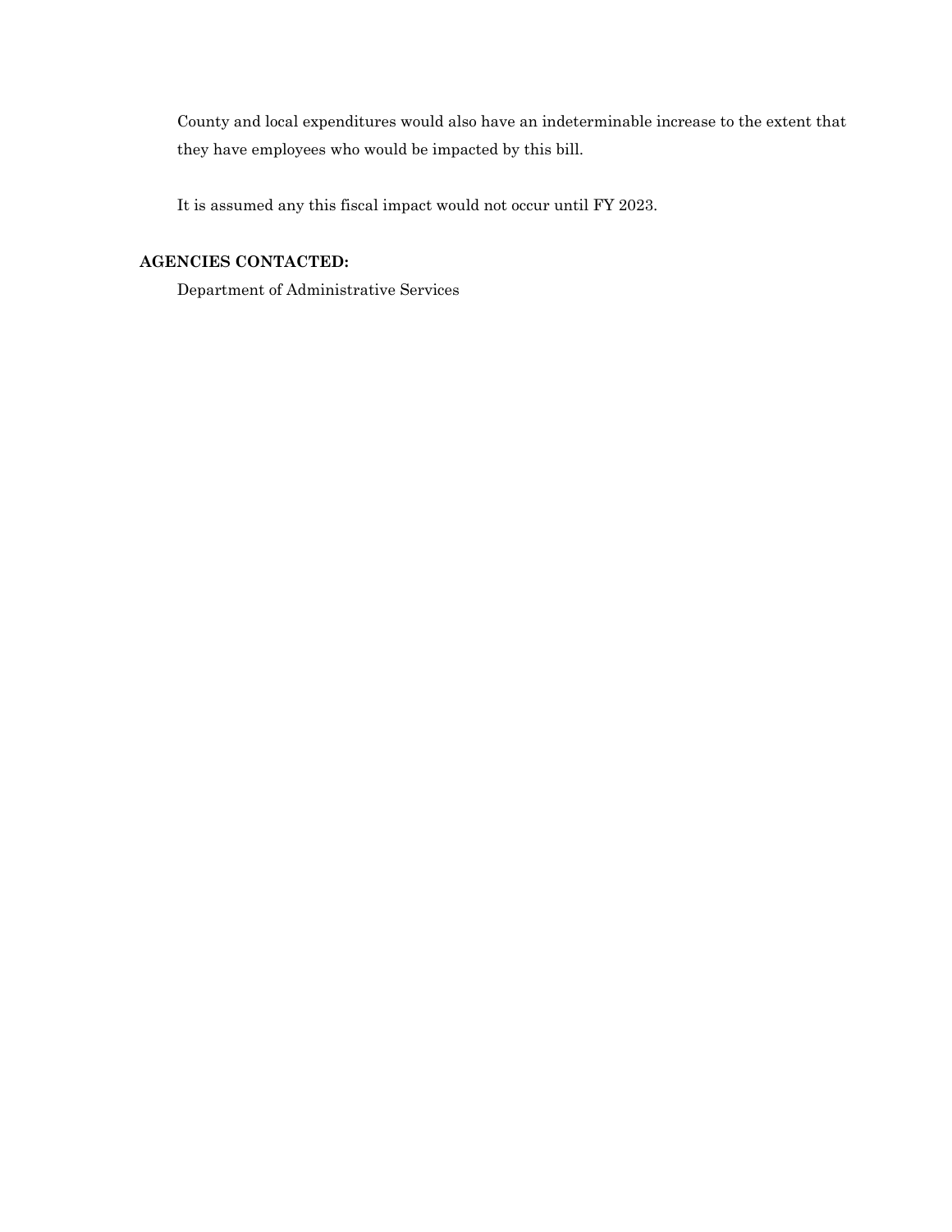County and local expenditures would also have an indeterminable increase to the extent that they have employees who would be impacted by this bill.

It is assumed any this fiscal impact would not occur until FY 2023.

**AGENCIES CONTACTED:**

Department of Administrative Services